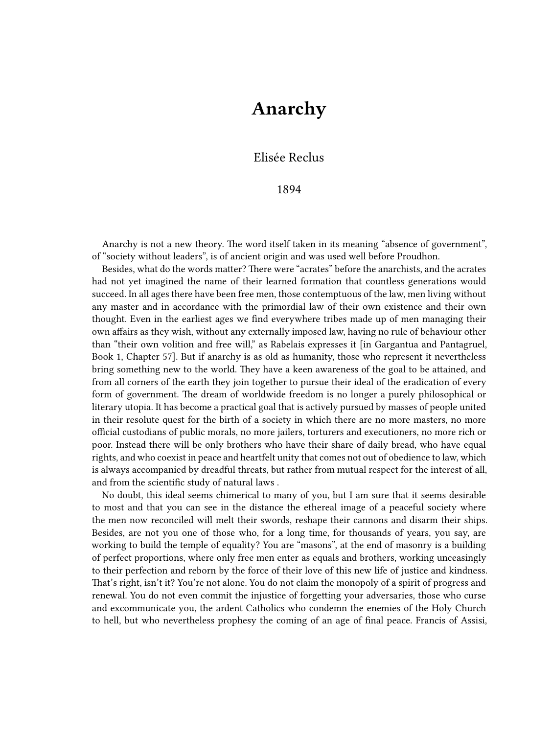# Anarchy

Elisée Reclus

1894

Anarchy is not a new theory. The word itself taken in its meaning "absence of government", of "society without leaders", is of ancient origin and was used well before Proudhon.

Besides, what do the words matter? There were "acrates" before the anarchists, and the acrates had not yet imagined the name of their learned formation that countless generations would succeed. In all ages there have been free men, those contemptuous of the law, men living without any master and in accordance with the primordial law of their own existence and their own thought. Even in the earliest ages we find everywhere tribes made up of men managing their own affairs as they wish, without any externally imposed law, having no rule of behaviour other than "their own volition and free will," as Rabelais expresses it [in Gargantua and Pantagruel, Book 1, Chapter 57]. But if anarchy is as old as humanity, those who represent it nevertheless bring something new to the world. They have a keen awareness of the goal to be attained, and from all corners of the earth they join together to pursue their ideal of the eradication of every form of government. The dream of worldwide freedom is no longer a purely philosophical or literary utopia. It has become a practical goal that is actively pursued by masses of people united in their resolute quest for the birth of a society in which there are no more masters, no more official custodians of public morals, no more jailers, torturers and executioners, no more rich or poor. Instead there will be only brothers who have their share of daily bread, who have equal rights, and who coexist in peace and heartfelt unity that comes not out of obedience to law, which is always accompanied by dreadful threats, but rather from mutual respect for the interest of all, and from the scientific study of natural laws .

No doubt, this ideal seems chimerical to many of you, but I am sure that it seems desirable to most and that you can see in the distance the ethereal image of a peaceful society where the men now reconciled will melt their swords, reshape their cannons and disarm their ships. Besides, are not you one of those who, for a long time, for thousands of years, you say, are working to build the temple of equality? You are "masons", at the end of masonry is a building of perfect proportions, where only free men enter as equals and brothers, working unceasingly to their perfection and reborn by the force of their love of this new life of justice and kindness. That's right, isn't it? You're not alone. You do not claim the monopoly of a spirit of progress and renewal. You do not even commit the injustice of forgetting your adversaries, those who curse and excommunicate you, the ardent Catholics who condemn the enemies of the Holy Church to hell, but who nevertheless prophesy the coming of an age of final peace. Francis of Assisi,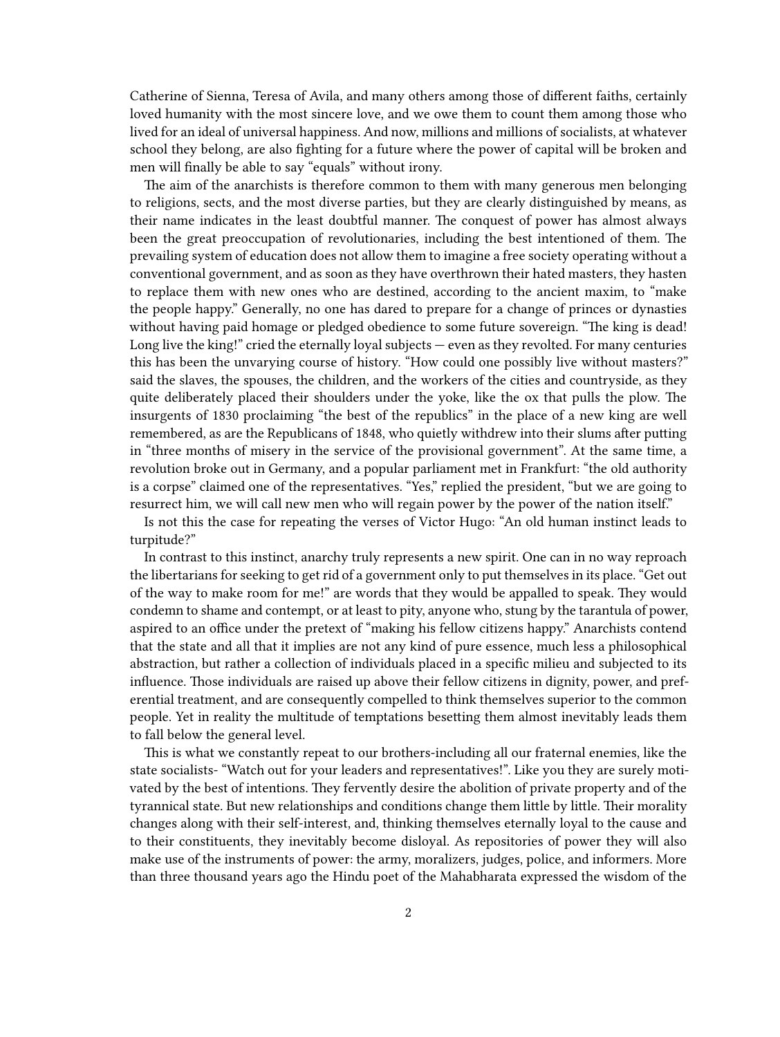Catherine of Sienna, Teresa of Avila, and many others among those of different faiths, certainly loved humanity with the most sincere love, and we owe them to count them among those who lived for an ideal of universal happiness. And now, millions and millions of socialists, at whatever school they belong, are also fighting for a future where the power of capital will be broken and men will finally be able to say "equals" without irony.

The aim of the anarchists is therefore common to them with many generous men belonging to religions, sects, and the most diverse parties, but they are clearly distinguished by means, as their name indicates in the least doubtful manner. The conquest of power has almost always been the great preoccupation of revolutionaries, including the best intentioned of them. The prevailing system of education does not allow them to imagine a free society operating without a conventional government, and as soon as they have overthrown their hated masters, they hasten to replace them with new ones who are destined, according to the ancient maxim, to "make the people happy." Generally, no one has dared to prepare for a change of princes or dynasties without having paid homage or pledged obedience to some future sovereign. "The king is dead! Long live the king!" cried the eternally loyal subjects — even as they revolted. For many centuries this has been the unvarying course of history. "How could one possibly live without masters?" said the slaves, the spouses, the children, and the workers of the cities and countryside, as they quite deliberately placed their shoulders under the yoke, like the ox that pulls the plow. The insurgents of 1830 proclaiming "the best of the republics" in the place of a new king are well remembered, as are the Republicans of 1848, who quietly withdrew into their slums after putting in "three months of misery in the service of the provisional government". At the same time, a revolution broke out in Germany, and a popular parliament met in Frankfurt: "the old authority is a corpse" claimed one of the representatives. "Yes," replied the president, "but we are going to resurrect him, we will call new men who will regain power by the power of the nation itself."

Is not this the case for repeating the verses of Victor Hugo: "An old human instinct leads to turpitude?"

In contrast to this instinct, anarchy truly represents a new spirit. One can in no way reproach the libertarians for seeking to get rid of a government only to put themselves in its place. "Get out of the way to make room for me!" are words that they would be appalled to speak. They would condemn to shame and contempt, or at least to pity, anyone who, stung by the tarantula of power, aspired to an office under the pretext of "making his fellow citizens happy." Anarchists contend that the state and all that it implies are not any kind of pure essence, much less a philosophical abstraction, but rather a collection of individuals placed in a specific milieu and subjected to its influence. Those individuals are raised up above their fellow citizens in dignity, power, and preferential treatment, and are consequently compelled to think themselves superior to the common people. Yet in reality the multitude of temptations besetting them almost inevitably leads them to fall below the general level.

This is what we constantly repeat to our brothers-including all our fraternal enemies, like the state socialists- "Watch out for your leaders and representatives!". Like you they are surely motivated by the best of intentions. They fervently desire the abolition of private property and of the tyrannical state. But new relationships and conditions change them little by little. Their morality changes along with their self-interest, and, thinking themselves eternally loyal to the cause and to their constituents, they inevitably become disloyal. As repositories of power they will also make use of the instruments of power: the army, moralizers, judges, police, and informers. More than three thousand years ago the Hindu poet of the Mahabharata expressed the wisdom of the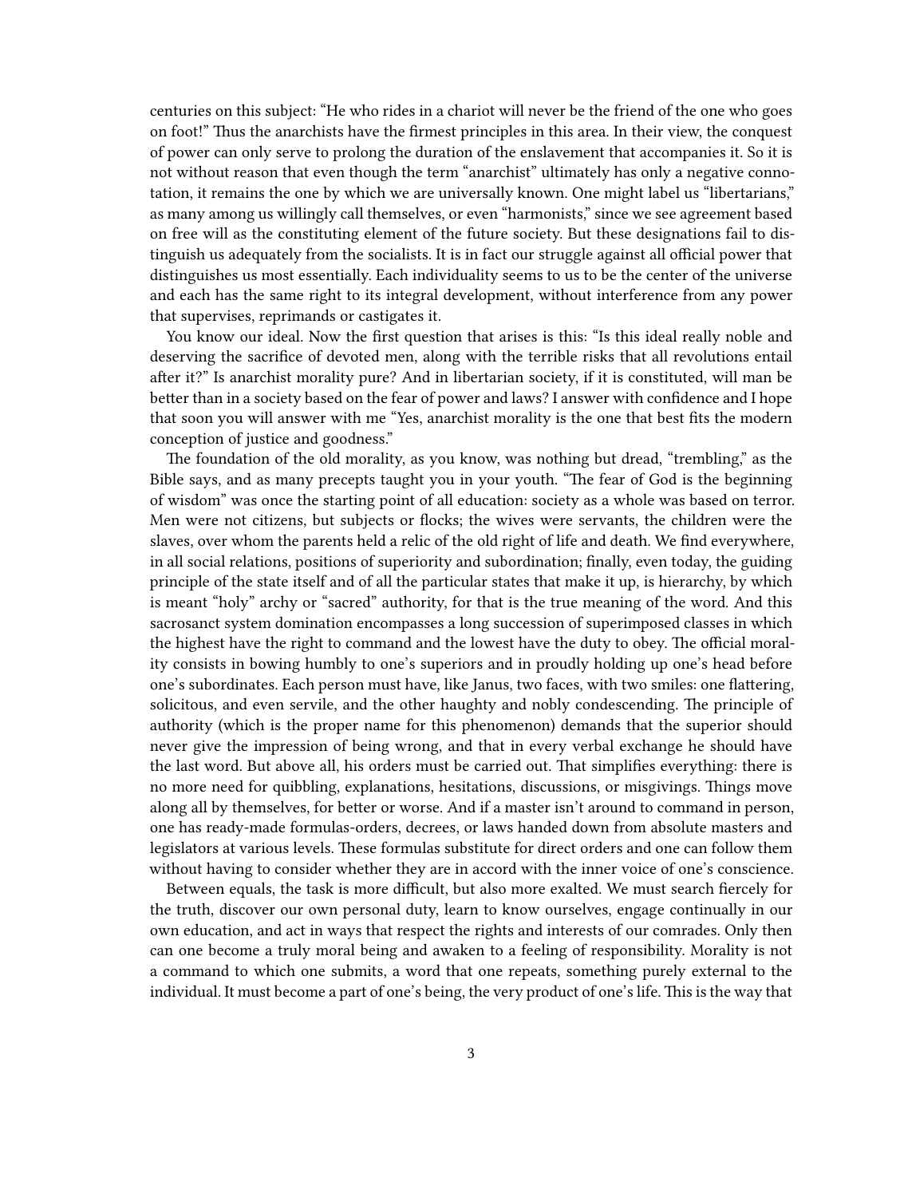centuries on this subject: "He who rides in a chariot will never be the friend of the one who goes on foot!" Thus the anarchists have the firmest principles in this area. In their view, the conquest of power can only serve to prolong the duration of the enslavement that accompanies it. So it is not without reason that even though the term "anarchist" ultimately has only a negative connotation, it remains the one by which we are universally known. One might label us "libertarians," as many among us willingly call themselves, or even "harmonists," since we see agreement based on free will as the constituting element of the future society. But these designations fail to distinguish us adequately from the socialists. It is in fact our struggle against all official power that distinguishes us most essentially. Each individuality seems to us to be the center of the universe and each has the same right to its integral development, without interference from any power that supervises, reprimands or castigates it.

You know our ideal. Now the first question that arises is this: "Is this ideal really noble and deserving the sacrifice of devoted men, along with the terrible risks that all revolutions entail after it?" Is anarchist morality pure? And in libertarian society, if it is constituted, will man be better than in a society based on the fear of power and laws? I answer with confidence and I hope that soon you will answer with me "Yes, anarchist morality is the one that best fits the modern conception of justice and goodness."

The foundation of the old morality, as you know, was nothing but dread, "trembling," as the Bible says, and as many precepts taught you in your youth. "The fear of God is the beginning of wisdom" was once the starting point of all education: society as a whole was based on terror. Men were not citizens, but subjects or flocks; the wives were servants, the children were the slaves, over whom the parents held a relic of the old right of life and death. We find everywhere, in all social relations, positions of superiority and subordination; finally, even today, the guiding principle of the state itself and of all the particular states that make it up, is hierarchy, by which is meant "holy" archy or "sacred" authority, for that is the true meaning of the word. And this sacrosanct system domination encompasses a long succession of superimposed classes in which the highest have the right to command and the lowest have the duty to obey. The official morality consists in bowing humbly to one's superiors and in proudly holding up one's head before one's subordinates. Each person must have, like Janus, two faces, with two smiles: one flattering, solicitous, and even servile, and the other haughty and nobly condescending. The principle of authority (which is the proper name for this phenomenon) demands that the superior should never give the impression of being wrong, and that in every verbal exchange he should have the last word. But above all, his orders must be carried out. That simplifies everything: there is no more need for quibbling, explanations, hesitations, discussions, or misgivings. Things move along all by themselves, for better or worse. And if a master isn't around to command in person, one has ready-made formulas-orders, decrees, or laws handed down from absolute masters and legislators at various levels. These formulas substitute for direct orders and one can follow them without having to consider whether they are in accord with the inner voice of one's conscience.

Between equals, the task is more difficult, but also more exalted. We must search fiercely for the truth, discover our own personal duty, learn to know ourselves, engage continually in our own education, and act in ways that respect the rights and interests of our comrades. Only then can one become a truly moral being and awaken to a feeling of responsibility. Morality is not a command to which one submits, a word that one repeats, something purely external to the individual. It must become a part of one's being, the very product of one's life. This is the way that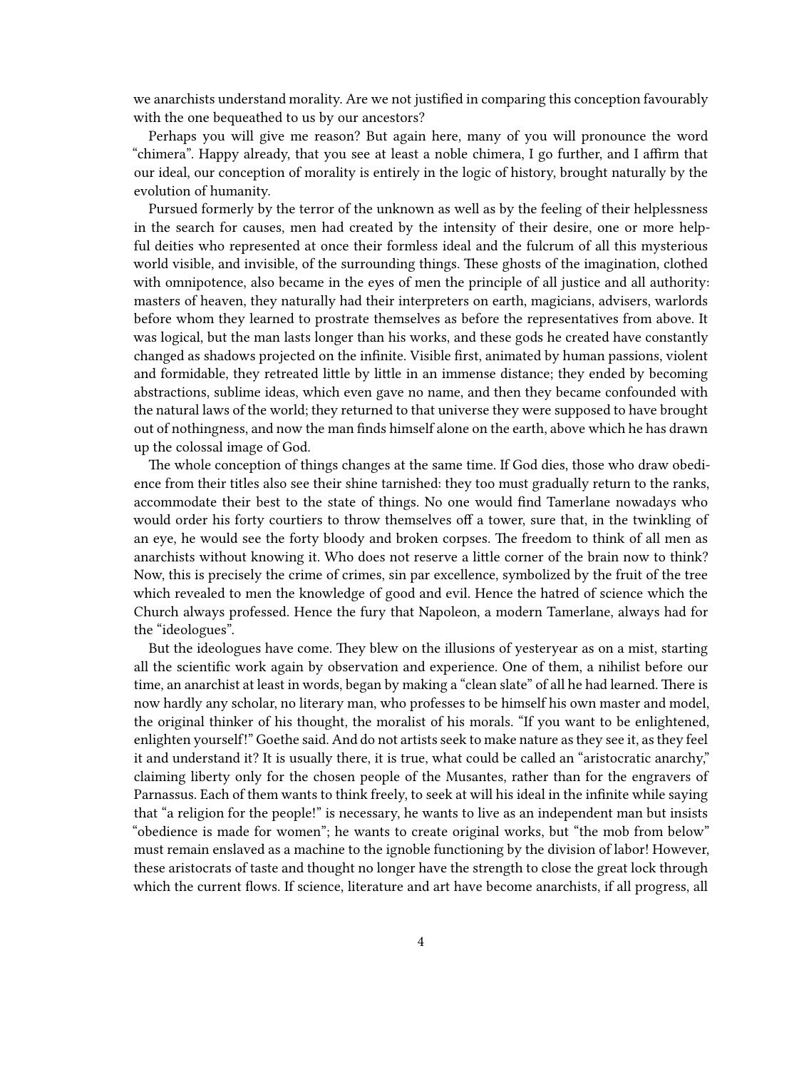we anarchists understand morality. Are we not justified in comparing this conception favourably with the one bequeathed to us by our ancestors?

Perhaps you will give me reason? But again here, many of you will pronounce the word "chimera". Happy already, that you see at least a noble chimera, I go further, and I affirm that our ideal, our conception of morality is entirely in the logic of history, brought naturally by the evolution of humanity.

Pursued formerly by the terror of the unknown as well as by the feeling of their helplessness in the search for causes, men had created by the intensity of their desire, one or more helpful deities who represented at once their formless ideal and the fulcrum of all this mysterious world visible, and invisible, of the surrounding things. These ghosts of the imagination, clothed with omnipotence, also became in the eyes of men the principle of all justice and all authority: masters of heaven, they naturally had their interpreters on earth, magicians, advisers, warlords before whom they learned to prostrate themselves as before the representatives from above. It was logical, but the man lasts longer than his works, and these gods he created have constantly changed as shadows projected on the infinite. Visible first, animated by human passions, violent and formidable, they retreated little by little in an immense distance; they ended by becoming abstractions, sublime ideas, which even gave no name, and then they became confounded with the natural laws of the world; they returned to that universe they were supposed to have brought out of nothingness, and now the man finds himself alone on the earth, above which he has drawn up the colossal image of God.

The whole conception of things changes at the same time. If God dies, those who draw obedience from their titles also see their shine tarnished: they too must gradually return to the ranks, accommodate their best to the state of things. No one would find Tamerlane nowadays who would order his forty courtiers to throw themselves off a tower, sure that, in the twinkling of an eye, he would see the forty bloody and broken corpses. The freedom to think of all men as anarchists without knowing it. Who does not reserve a little corner of the brain now to think? Now, this is precisely the crime of crimes, sin par excellence, symbolized by the fruit of the tree which revealed to men the knowledge of good and evil. Hence the hatred of science which the Church always professed. Hence the fury that Napoleon, a modern Tamerlane, always had for the "ideologues".

But the ideologues have come. They blew on the illusions of yesteryear as on a mist, starting all the scientific work again by observation and experience. One of them, a nihilist before our time, an anarchist at least in words, began by making a "clean slate" of all he had learned. There is now hardly any scholar, no literary man, who professes to be himself his own master and model, the original thinker of his thought, the moralist of his morals. "If you want to be enlightened, enlighten yourself!" Goethe said. And do not artists seek to make nature as they see it, as they feel it and understand it? It is usually there, it is true, what could be called an "aristocratic anarchy," claiming liberty only for the chosen people of the Musantes, rather than for the engravers of Parnassus. Each of them wants to think freely, to seek at will his ideal in the infinite while saying that "a religion for the people!" is necessary, he wants to live as an independent man but insists "obedience is made for women"; he wants to create original works, but "the mob from below" must remain enslaved as a machine to the ignoble functioning by the division of labor! However, these aristocrats of taste and thought no longer have the strength to close the great lock through which the current flows. If science, literature and art have become anarchists, if all progress, all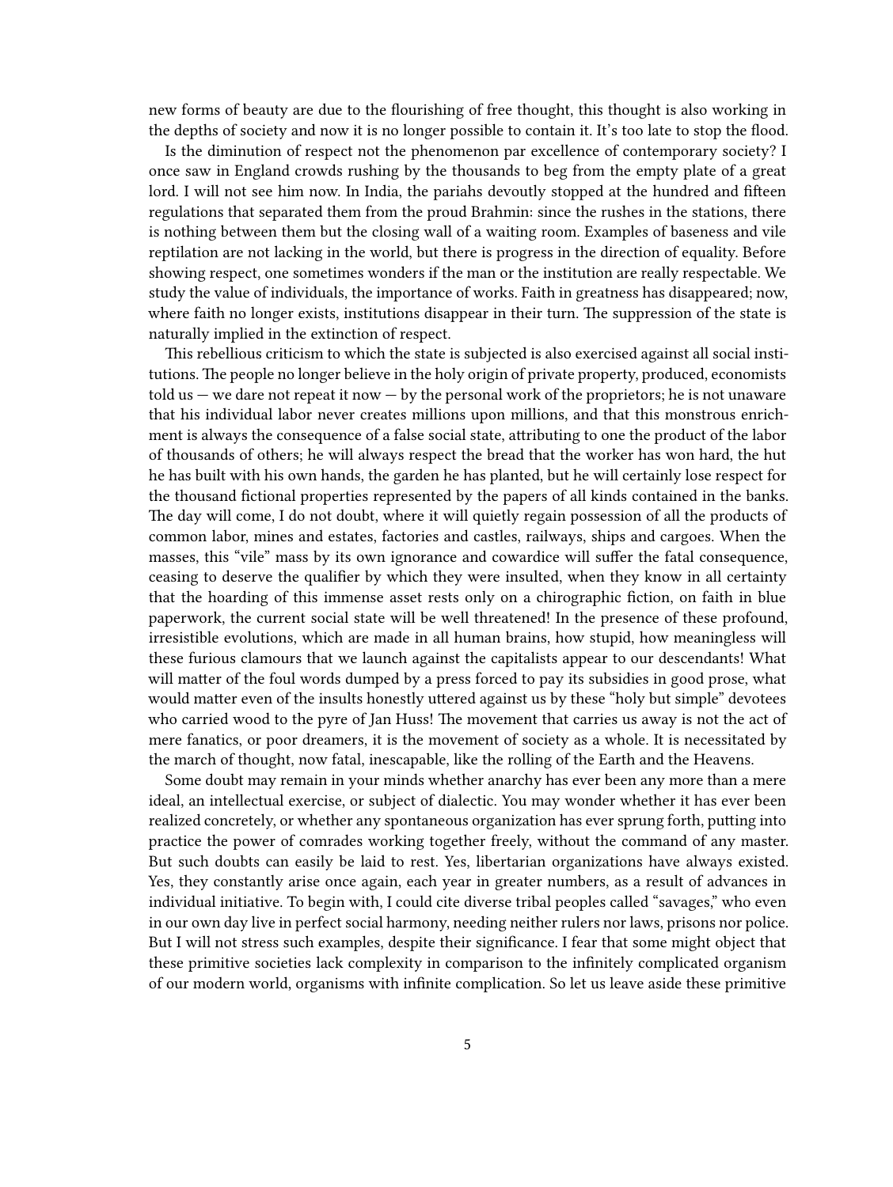new forms of beauty are due to the flourishing of free thought, this thought is also working in the depths of society and now it is no longer possible to contain it. It's too late to stop the flood.

Is the diminution of respect not the phenomenon par excellence of contemporary society? I once saw in England crowds rushing by the thousands to beg from the empty plate of a great lord. I will not see him now. In India, the pariahs devoutly stopped at the hundred and fifteen regulations that separated them from the proud Brahmin: since the rushes in the stations, there is nothing between them but the closing wall of a waiting room. Examples of baseness and vile reptilation are not lacking in the world, but there is progress in the direction of equality. Before showing respect, one sometimes wonders if the man or the institution are really respectable. We study the value of individuals, the importance of works. Faith in greatness has disappeared; now, where faith no longer exists, institutions disappear in their turn. The suppression of the state is naturally implied in the extinction of respect.

This rebellious criticism to which the state is subjected is also exercised against all social institutions. The people no longer believe in the holy origin of private property, produced, economists told us — we dare not repeat it now — by the personal work of the proprietors; he is not unaware that his individual labor never creates millions upon millions, and that this monstrous enrichment is always the consequence of a false social state, attributing to one the product of the labor of thousands of others; he will always respect the bread that the worker has won hard, the hut he has built with his own hands, the garden he has planted, but he will certainly lose respect for the thousand fictional properties represented by the papers of all kinds contained in the banks. The day will come, I do not doubt, where it will quietly regain possession of all the products of common labor, mines and estates, factories and castles, railways, ships and cargoes. When the masses, this "vile" mass by its own ignorance and cowardice will suffer the fatal consequence, ceasing to deserve the qualifier by which they were insulted, when they know in all certainty that the hoarding of this immense asset rests only on a chirographic fiction, on faith in blue paperwork, the current social state will be well threatened! In the presence of these profound, irresistible evolutions, which are made in all human brains, how stupid, how meaningless will these furious clamours that we launch against the capitalists appear to our descendants! What will matter of the foul words dumped by a press forced to pay its subsidies in good prose, what would matter even of the insults honestly uttered against us by these "holy but simple" devotees who carried wood to the pyre of Jan Huss! The movement that carries us away is not the act of mere fanatics, or poor dreamers, it is the movement of society as a whole. It is necessitated by the march of thought, now fatal, inescapable, like the rolling of the Earth and the Heavens.

Some doubt may remain in your minds whether anarchy has ever been any more than a mere ideal, an intellectual exercise, or subject of dialectic. You may wonder whether it has ever been realized concretely, or whether any spontaneous organization has ever sprung forth, putting into practice the power of comrades working together freely, without the command of any master. But such doubts can easily be laid to rest. Yes, libertarian organizations have always existed. Yes, they constantly arise once again, each year in greater numbers, as a result of advances in individual initiative. To begin with, I could cite diverse tribal peoples called "savages," who even in our own day live in perfect social harmony, needing neither rulers nor laws, prisons nor police. But I will not stress such examples, despite their significance. I fear that some might object that these primitive societies lack complexity in comparison to the infinitely complicated organism of our modern world, organisms with infinite complication. So let us leave aside these primitive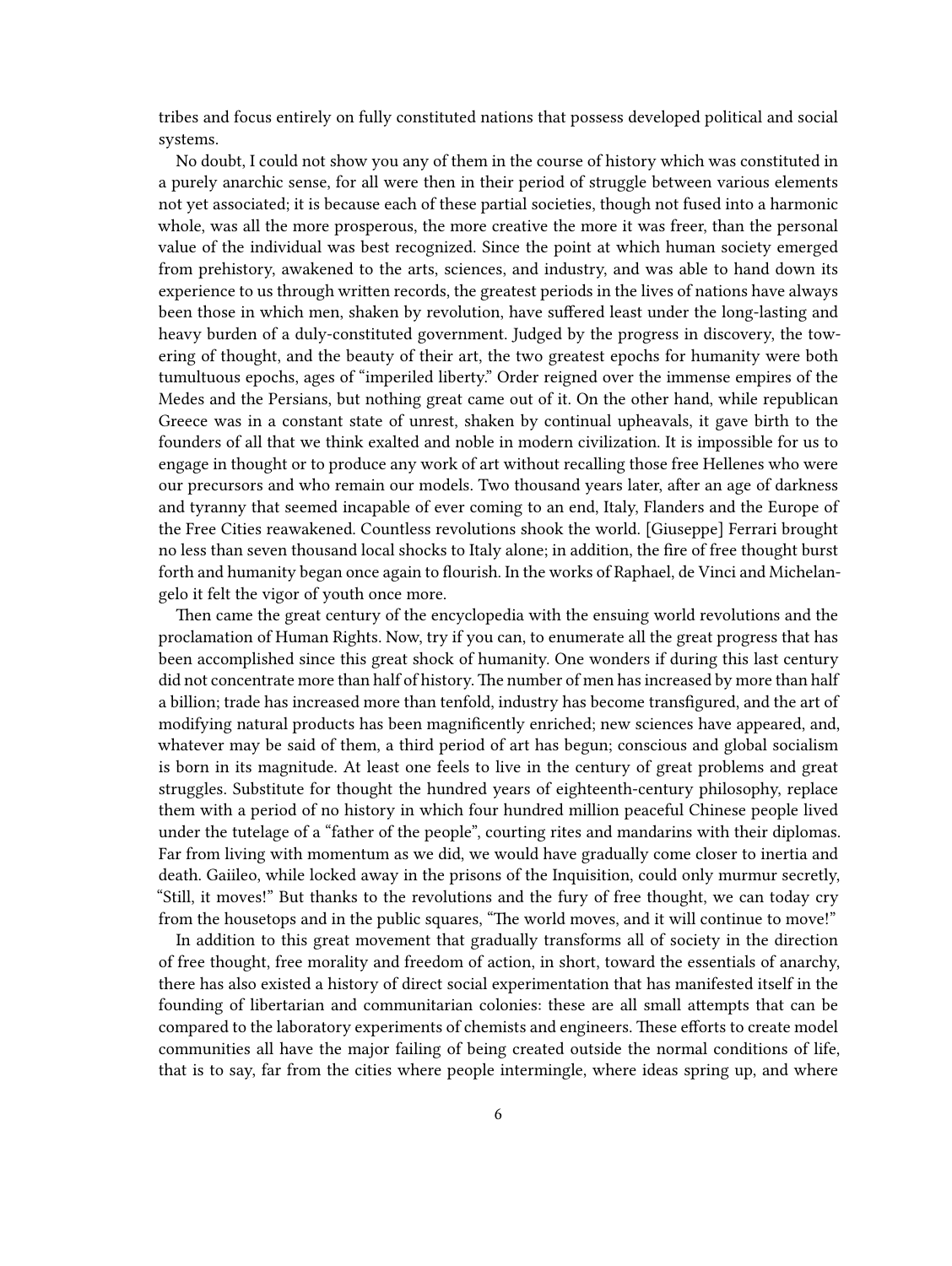tribes and focus entirely on fully constituted nations that possess developed political and social systems.

No doubt, I could not show you any of them in the course of history which was constituted in a purely anarchic sense, for all were then in their period of struggle between various elements not yet associated; it is because each of these partial societies, though not fused into a harmonic whole, was all the more prosperous, the more creative the more it was freer, than the personal value of the individual was best recognized. Since the point at which human society emerged from prehistory, awakened to the arts, sciences, and industry, and was able to hand down its experience to us through written records, the greatest periods in the lives of nations have always been those in which men, shaken by revolution, have suffered least under the long-lasting and heavy burden of a duly-constituted government. Judged by the progress in discovery, the towering of thought, and the beauty of their art, the two greatest epochs for humanity were both tumultuous epochs, ages of "imperiled liberty." Order reigned over the immense empires of the Medes and the Persians, but nothing great came out of it. On the other hand, while republican Greece was in a constant state of unrest, shaken by continual upheavals, it gave birth to the founders of all that we think exalted and noble in modern civilization. It is impossible for us to engage in thought or to produce any work of art without recalling those free Hellenes who were our precursors and who remain our models. Two thousand years later, after an age of darkness and tyranny that seemed incapable of ever coming to an end, Italy, Flanders and the Europe of the Free Cities reawakened. Countless revolutions shook the world. [Giuseppe] Ferrari brought no less than seven thousand local shocks to Italy alone; in addition, the fire of free thought burst forth and humanity began once again to flourish. In the works of Raphael, de Vinci and Michelangelo it felt the vigor of youth once more.

Then came the great century of the encyclopedia with the ensuing world revolutions and the proclamation of Human Rights. Now, try if you can, to enumerate all the great progress that has been accomplished since this great shock of humanity. One wonders if during this last century did not concentrate more than half of history. The number of men has increased by more than half a billion; trade has increased more than tenfold, industry has become transfigured, and the art of modifying natural products has been magnificently enriched; new sciences have appeared, and, whatever may be said of them, a third period of art has begun; conscious and global socialism is born in its magnitude. At least one feels to live in the century of great problems and great struggles. Substitute for thought the hundred years of eighteenth-century philosophy, replace them with a period of no history in which four hundred million peaceful Chinese people lived under the tutelage of a "father of the people", courting rites and mandarins with their diplomas. Far from living with momentum as we did, we would have gradually come closer to inertia and death. Gaiileo, while locked away in the prisons of the Inquisition, could only murmur secretly, "Still, it moves!" But thanks to the revolutions and the fury of free thought, we can today cry from the housetops and in the public squares, "The world moves, and it will continue to move!"

In addition to this great movement that gradually transforms all of society in the direction of free thought, free morality and freedom of action, in short, toward the essentials of anarchy, there has also existed a history of direct social experimentation that has manifested itself in the founding of libertarian and communitarian colonies: these are all small attempts that can be compared to the laboratory experiments of chemists and engineers. These efforts to create model communities all have the major failing of being created outside the normal conditions of life, that is to say, far from the cities where people intermingle, where ideas spring up, and where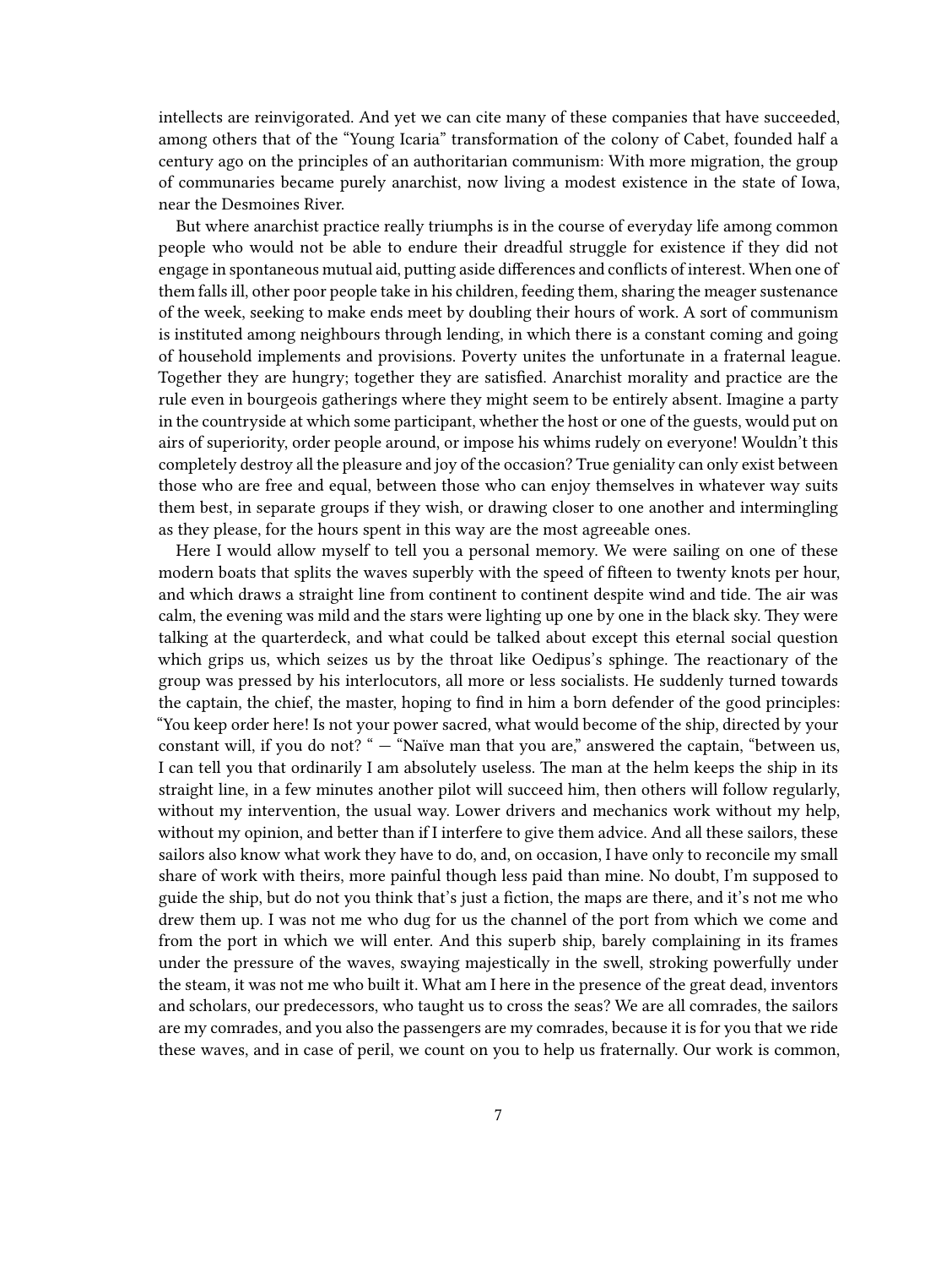intellects are reinvigorated. And yet we can cite many of these companies that have succeeded, among others that of the "Young Icaria" transformation of the colony of Cabet, founded half a century ago on the principles of an authoritarian communism: With more migration, the group of communaries became purely anarchist, now living a modest existence in the state of Iowa, near the Desmoines River.

But where anarchist practice really triumphs is in the course of everyday life among common people who would not be able to endure their dreadful struggle for existence if they did not engage in spontaneous mutual aid, putting aside differences and conflicts of interest. When one of them falls ill, other poor people take in his children, feeding them, sharing the meager sustenance of the week, seeking to make ends meet by doubling their hours of work. A sort of communism is instituted among neighbours through lending, in which there is a constant coming and going of household implements and provisions. Poverty unites the unfortunate in a fraternal league. Together they are hungry; together they are satisfied. Anarchist morality and practice are the rule even in bourgeois gatherings where they might seem to be entirely absent. Imagine a party in the countryside at which some participant, whether the host or one of the guests, would put on airs of superiority, order people around, or impose his whims rudely on everyone! Wouldn't this completely destroy all the pleasure and joy of the occasion? True geniality can only exist between those who are free and equal, between those who can enjoy themselves in whatever way suits them best, in separate groups if they wish, or drawing closer to one another and intermingling as they please, for the hours spent in this way are the most agreeable ones.

Here I would allow myself to tell you a personal memory. We were sailing on one of these modern boats that splits the waves superbly with the speed of fifteen to twenty knots per hour, and which draws a straight line from continent to continent despite wind and tide. The air was calm, the evening was mild and the stars were lighting up one by one in the black sky. They were talking at the quarterdeck, and what could be talked about except this eternal social question which grips us, which seizes us by the throat like Oedipus's sphinge. The reactionary of the group was pressed by his interlocutors, all more or less socialists. He suddenly turned towards the captain, the chief, the master, hoping to find in him a born defender of the good principles: "You keep order here! Is not your power sacred, what would become of the ship, directed by your constant will, if you do not? " — "Naïve man that you are," answered the captain, "between us, I can tell you that ordinarily I am absolutely useless. The man at the helm keeps the ship in its straight line, in a few minutes another pilot will succeed him, then others will follow regularly, without my intervention, the usual way. Lower drivers and mechanics work without my help, without my opinion, and better than if I interfere to give them advice. And all these sailors, these sailors also know what work they have to do, and, on occasion, I have only to reconcile my small share of work with theirs, more painful though less paid than mine. No doubt, I'm supposed to guide the ship, but do not you think that's just a fiction, the maps are there, and it's not me who drew them up. I was not me who dug for us the channel of the port from which we come and from the port in which we will enter. And this superb ship, barely complaining in its frames under the pressure of the waves, swaying majestically in the swell, stroking powerfully under the steam, it was not me who built it. What am I here in the presence of the great dead, inventors and scholars, our predecessors, who taught us to cross the seas? We are all comrades, the sailors are my comrades, and you also the passengers are my comrades, because it is for you that we ride these waves, and in case of peril, we count on you to help us fraternally. Our work is common,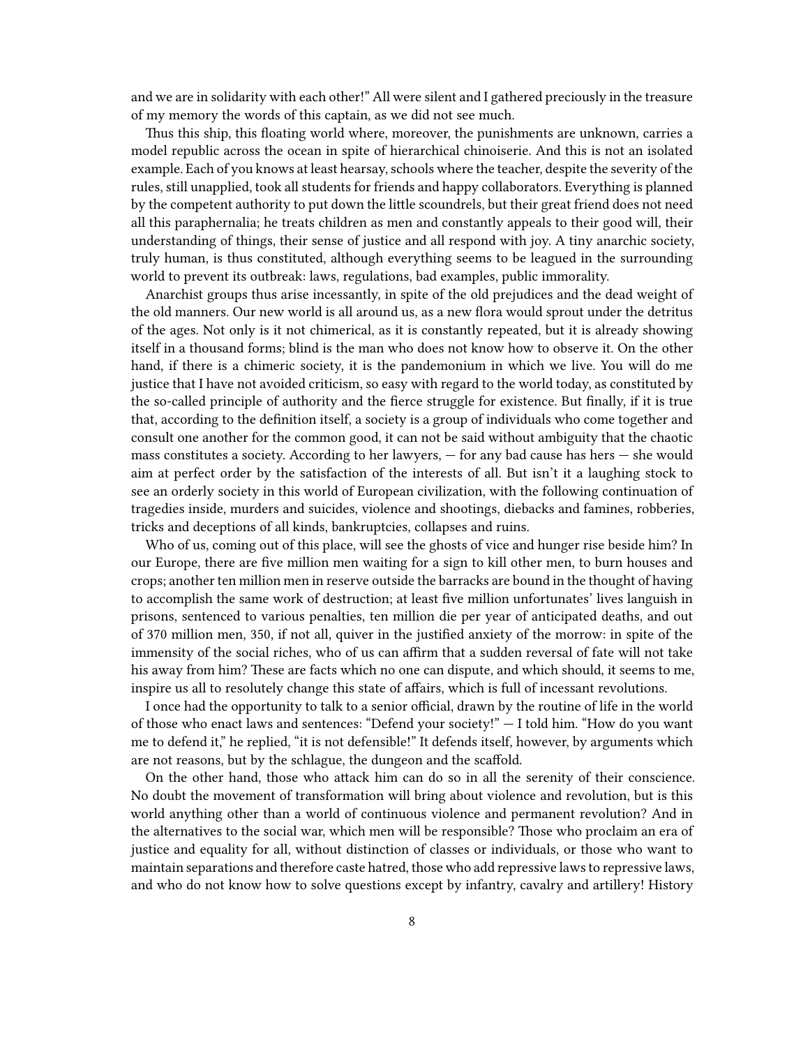and we are in solidarity with each other!" All were silent and I gathered preciously in the treasure of my memory the words of this captain, as we did not see much.

Thus this ship, this floating world where, moreover, the punishments are unknown, carries a model republic across the ocean in spite of hierarchical chinoiserie. And this is not an isolated example. Each of you knows at least hearsay, schools where the teacher, despite the severity of the rules, still unapplied, took all students for friends and happy collaborators. Everything is planned by the competent authority to put down the little scoundrels, but their great friend does not need all this paraphernalia; he treats children as men and constantly appeals to their good will, their understanding of things, their sense of justice and all respond with joy. A tiny anarchic society, truly human, is thus constituted, although everything seems to be leagued in the surrounding world to prevent its outbreak: laws, regulations, bad examples, public immorality.

Anarchist groups thus arise incessantly, in spite of the old prejudices and the dead weight of the old manners. Our new world is all around us, as a new flora would sprout under the detritus of the ages. Not only is it not chimerical, as it is constantly repeated, but it is already showing itself in a thousand forms; blind is the man who does not know how to observe it. On the other hand, if there is a chimeric society, it is the pandemonium in which we live. You will do me justice that I have not avoided criticism, so easy with regard to the world today, as constituted by the so-called principle of authority and the fierce struggle for existence. But finally, if it is true that, according to the definition itself, a society is a group of individuals who come together and consult one another for the common good, it can not be said without ambiguity that the chaotic mass constitutes a society. According to her lawyers, — for any bad cause has hers — she would aim at perfect order by the satisfaction of the interests of all. But isn't it a laughing stock to see an orderly society in this world of European civilization, with the following continuation of tragedies inside, murders and suicides, violence and shootings, diebacks and famines, robberies, tricks and deceptions of all kinds, bankruptcies, collapses and ruins.

Who of us, coming out of this place, will see the ghosts of vice and hunger rise beside him? In our Europe, there are five million men waiting for a sign to kill other men, to burn houses and crops; another ten million men in reserve outside the barracks are bound in the thought of having to accomplish the same work of destruction; at least five million unfortunates' lives languish in prisons, sentenced to various penalties, ten million die per year of anticipated deaths, and out of 370 million men, 350, if not all, quiver in the justified anxiety of the morrow: in spite of the immensity of the social riches, who of us can affirm that a sudden reversal of fate will not take his away from him? These are facts which no one can dispute, and which should, it seems to me, inspire us all to resolutely change this state of affairs, which is full of incessant revolutions.

I once had the opportunity to talk to a senior official, drawn by the routine of life in the world of those who enact laws and sentences: "Defend your society!" — I told him. "How do you want me to defend it," he replied, "it is not defensible!" It defends itself, however, by arguments which are not reasons, but by the schlague, the dungeon and the scaffold.

On the other hand, those who attack him can do so in all the serenity of their conscience. No doubt the movement of transformation will bring about violence and revolution, but is this world anything other than a world of continuous violence and permanent revolution? And in the alternatives to the social war, which men will be responsible? Those who proclaim an era of justice and equality for all, without distinction of classes or individuals, or those who want to maintain separations and therefore caste hatred, those who add repressive laws to repressive laws, and who do not know how to solve questions except by infantry, cavalry and artillery! History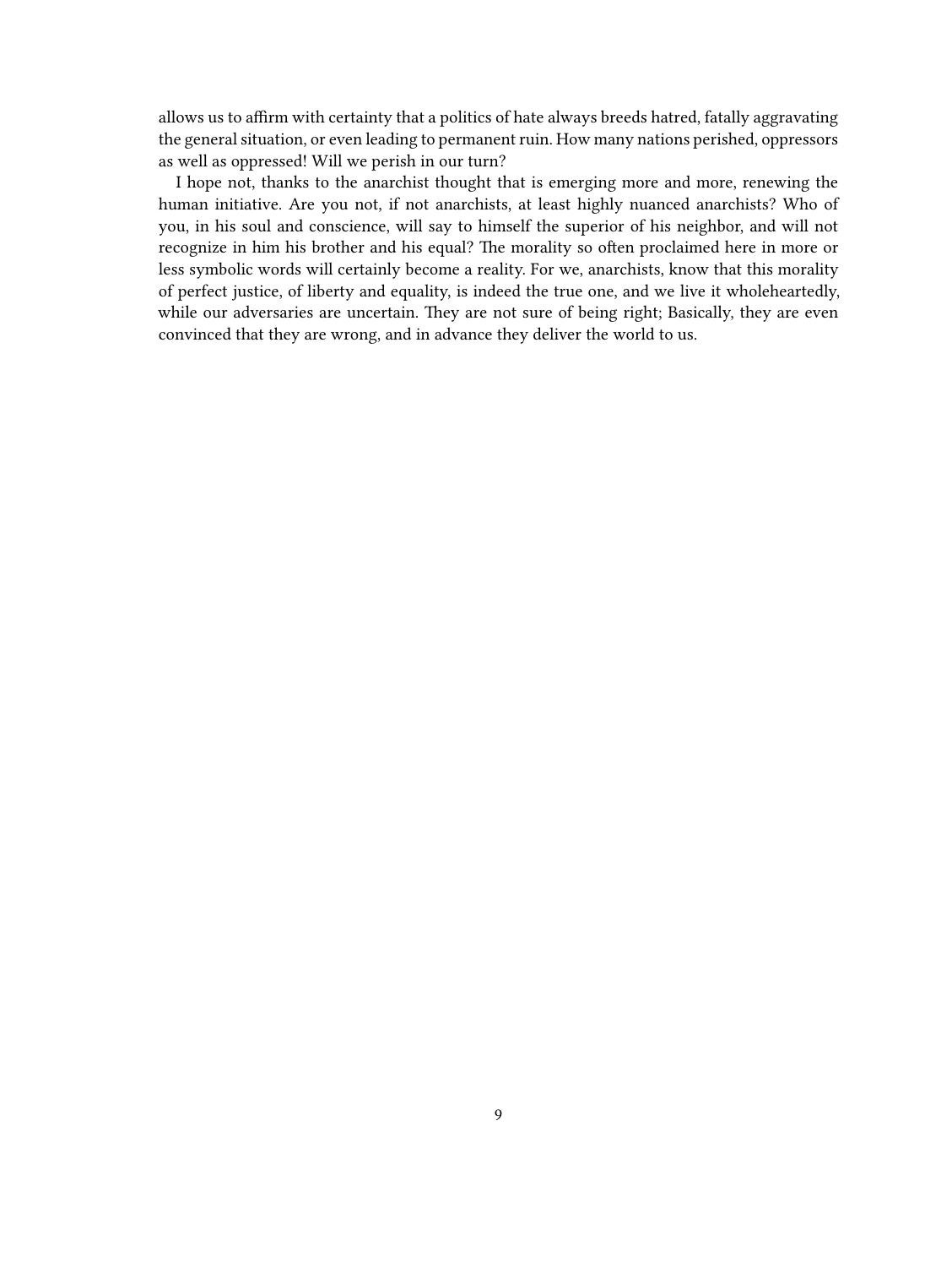allows us to affirm with certainty that a politics of hate always breeds hatred, fatally aggravating the general situation, or even leading to permanent ruin. How many nations perished, oppressors as well as oppressed! Will we perish in our turn?

I hope not, thanks to the anarchist thought that is emerging more and more, renewing the human initiative. Are you not, if not anarchists, at least highly nuanced anarchists? Who of you, in his soul and conscience, will say to himself the superior of his neighbor, and will not recognize in him his brother and his equal? The morality so often proclaimed here in more or less symbolic words will certainly become a reality. For we, anarchists, know that this morality of perfect justice, of liberty and equality, is indeed the true one, and we live it wholeheartedly, while our adversaries are uncertain. They are not sure of being right; Basically, they are even convinced that they are wrong, and in advance they deliver the world to us.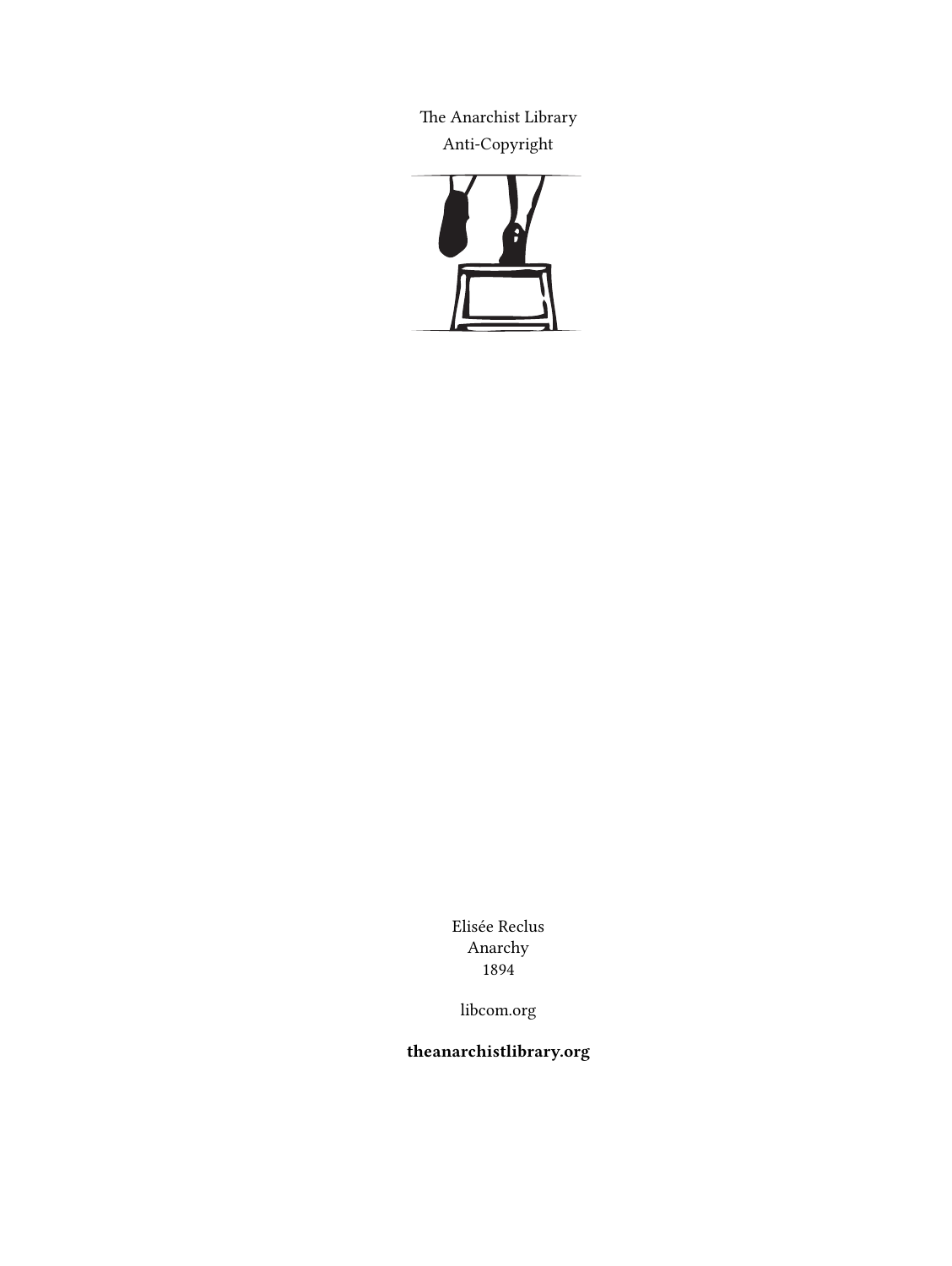The Anarchist Library
Anti-Copyright

Elisée Reclus
Anarchy
1894

libcom.org

**theanarchistlibrary.org**